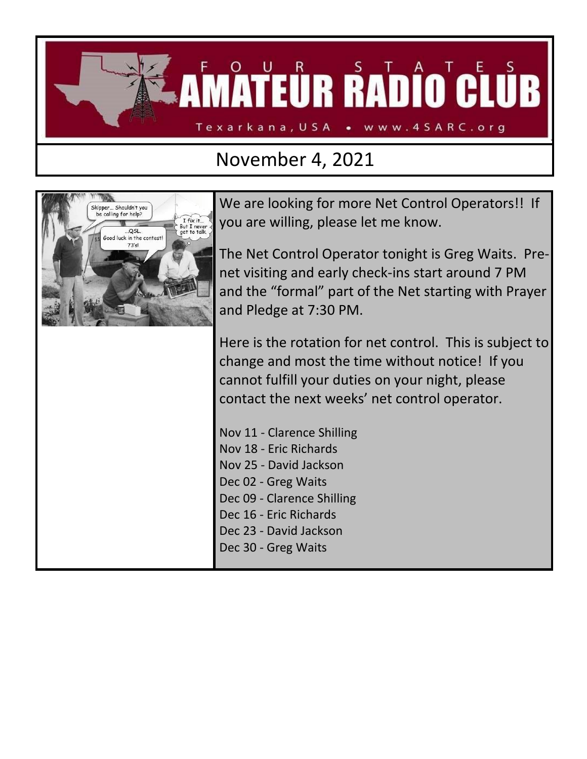# FOUR STATES AMATEUR RADIO CLUB

Texarkana, USA • www.4SARC.org

## November 4, 2021

We are looking for more Net Control Operators!! If you are willing, please let me know.

The Net Control Operator tonight is Greg Waits. Pre-net visiting and early check-ins start around 7 PM and the "formal" part of the Net starting with Prayer and Pledge at 7:30 PM.

Here is the rotation for net control. This is subject to change and most the time without notice! If you cannot fulfill your duties on your night, please contact the next weeks' net control operator.

Nov 11 - Clarence Shilling
Nov 18 - Eric Richards
Nov 25 - David Jackson
Dec 02 - Greg Waits
Dec 09 - Clarence Shilling
Dec 16 - Eric Richards
Dec 23 - David Jackson
Dec 30 - Greg Waits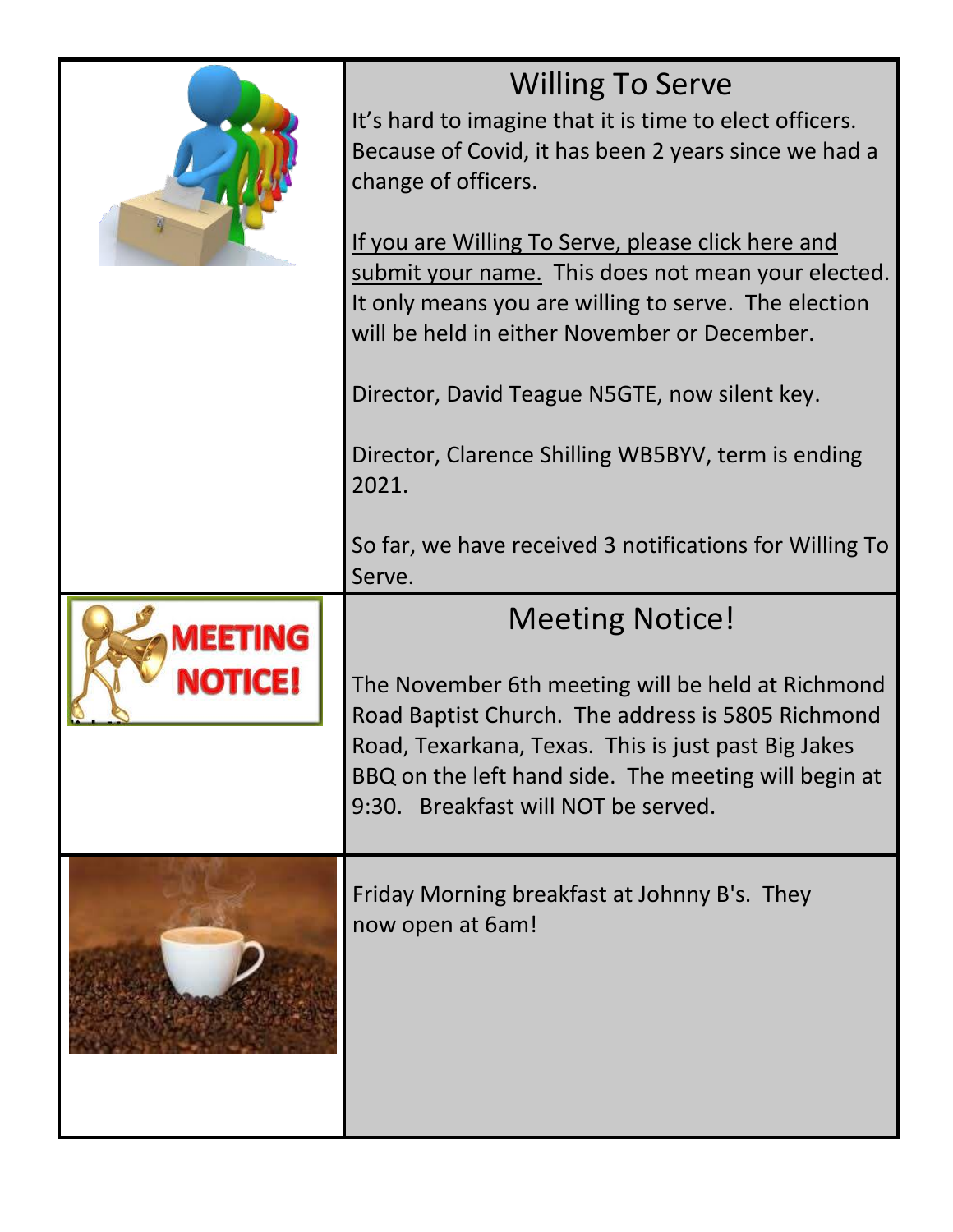## Willing To Serve

It's hard to imagine that it is time to elect officers. Because of Covid, it has been 2 years since we had a change of officers.

If you are Willing To Serve, please click here and submit your name. This does not mean your elected. It only means you are willing to serve. The election will be held in either November or December.

Director, David Teague N5GTE, now silent key.

Director, Clarence Shilling WB5BYV, term is ending 2021.

So far, we have received 3 notifications for Willing To Serve.

## Meeting Notice!

The November 6th meeting will be held at Richmond Road Baptist Church. The address is 5805 Richmond Road, Texarkana, Texas. This is just past Big Jakes BBQ on the left hand side. The meeting will begin at 9:30. Breakfast will NOT be served.

Friday Morning breakfast at Johnny B's. They now open at 6am!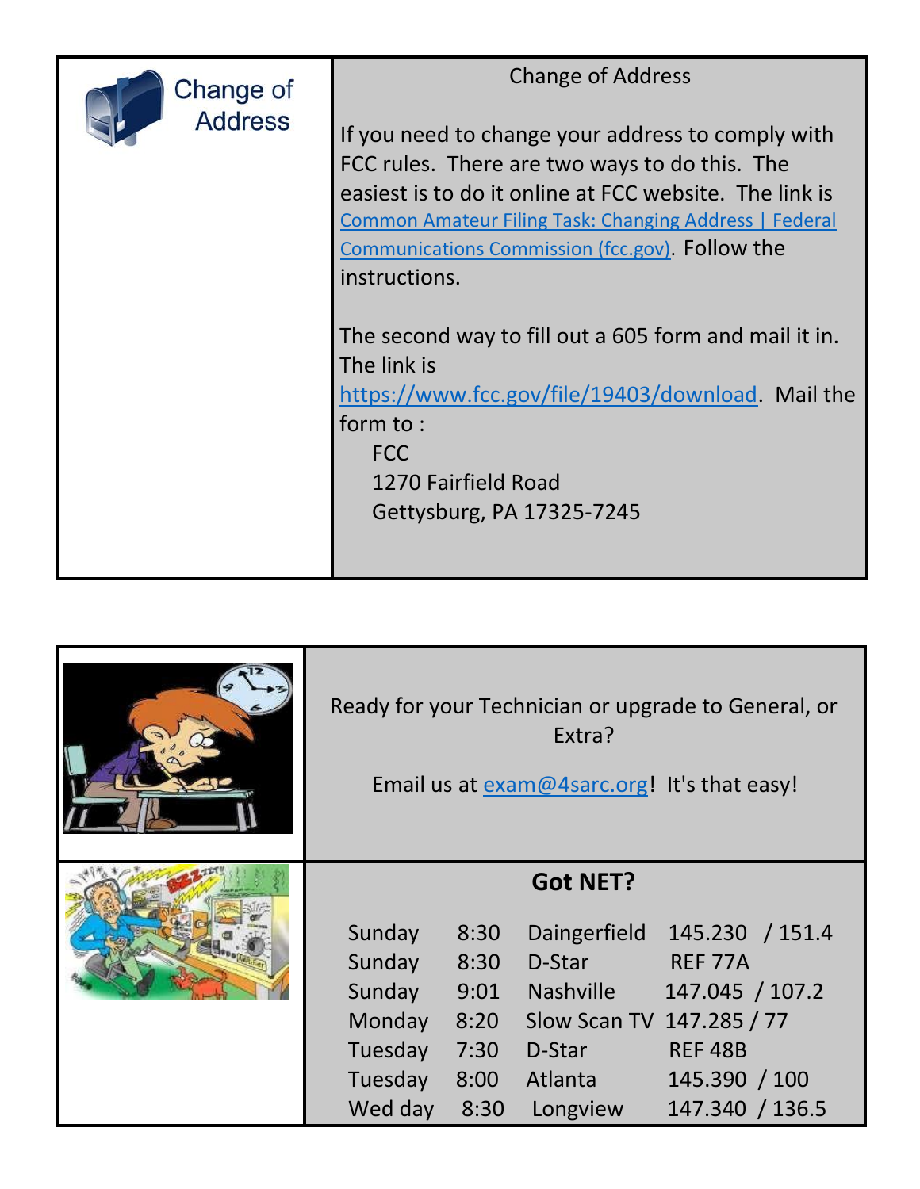## Change of Address

Change of Address

If you need to change your address to comply with FCC rules. There are two ways to do this. The easiest is to do it online at FCC website. The link is [Common Amateur Filing Task: Changing Address | Federal Communications Commission (fcc.gov)](https://www.fcc.gov). Follow the instructions.

The second way to fill out a 605 form and mail it in. The link is https://www.fcc.gov/file/19403/download. Mail the form to :

FCC
1270 Fairfield Road
Gettysburg, PA 17325-7245

Ready for your Technician or upgrade to General, or Extra?

Email us at exam@4sarc.org! It's that easy!

**Got NET?**

| | | | |
|---|---|---|---|
| Sunday | 8:30 | Daingerfield | 145.230 / 151.4 |
| Sunday | 8:30 | D-Star | REF 77A |
| Sunday | 9:01 | Nashville | 147.045 / 107.2 |
| Monday | 8:20 | Slow Scan TV | 147.285 / 77 |
| Tuesday | 7:30 | D-Star | REF 48B |
| Tuesday | 8:00 | Atlanta | 145.390 / 100 |
| Wed day | 8:30 | Longview | 147.340 / 136.5 |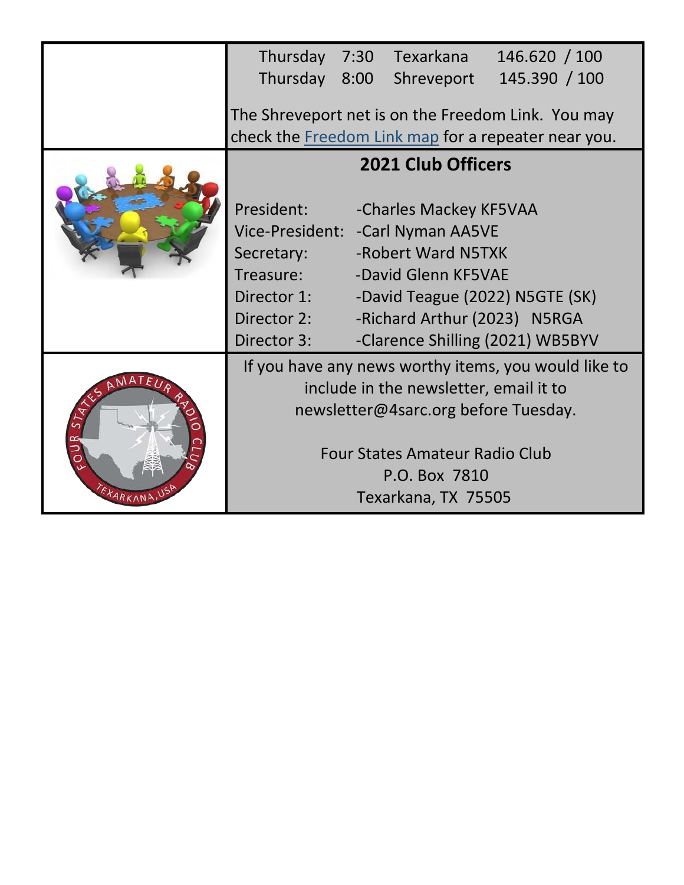| | | | |
|---|---|---|---|
| Thursday | 7:30 | Texarkana | 146.620 / 100 |
| Thursday | 8:00 | Shreveport | 145.390 / 100 |

The Shreveport net is on the Freedom Link. You may check the Freedom Link map for a repeater near you.

## 2021 Club Officers

| | |
|---|---|
| President: | -Charles Mackey KF5VAA |
| Vice-President: | -Carl Nyman AA5VE |
| Secretary: | -Robert Ward N5TXK |
| Treasure: | -David Glenn KF5VAE |
| Director 1: | -David Teague (2022) N5GTE (SK) |
| Director 2: | -Richard Arthur (2023) N5RGA |
| Director 3: | -Clarence Shilling (2021) WB5BYV |

If you have any news worthy items, you would like to include in the newsletter, email it to newsletter@4sarc.org before Tuesday.

Four States Amateur Radio Club
P.O. Box 7810
Texarkana, TX 75505